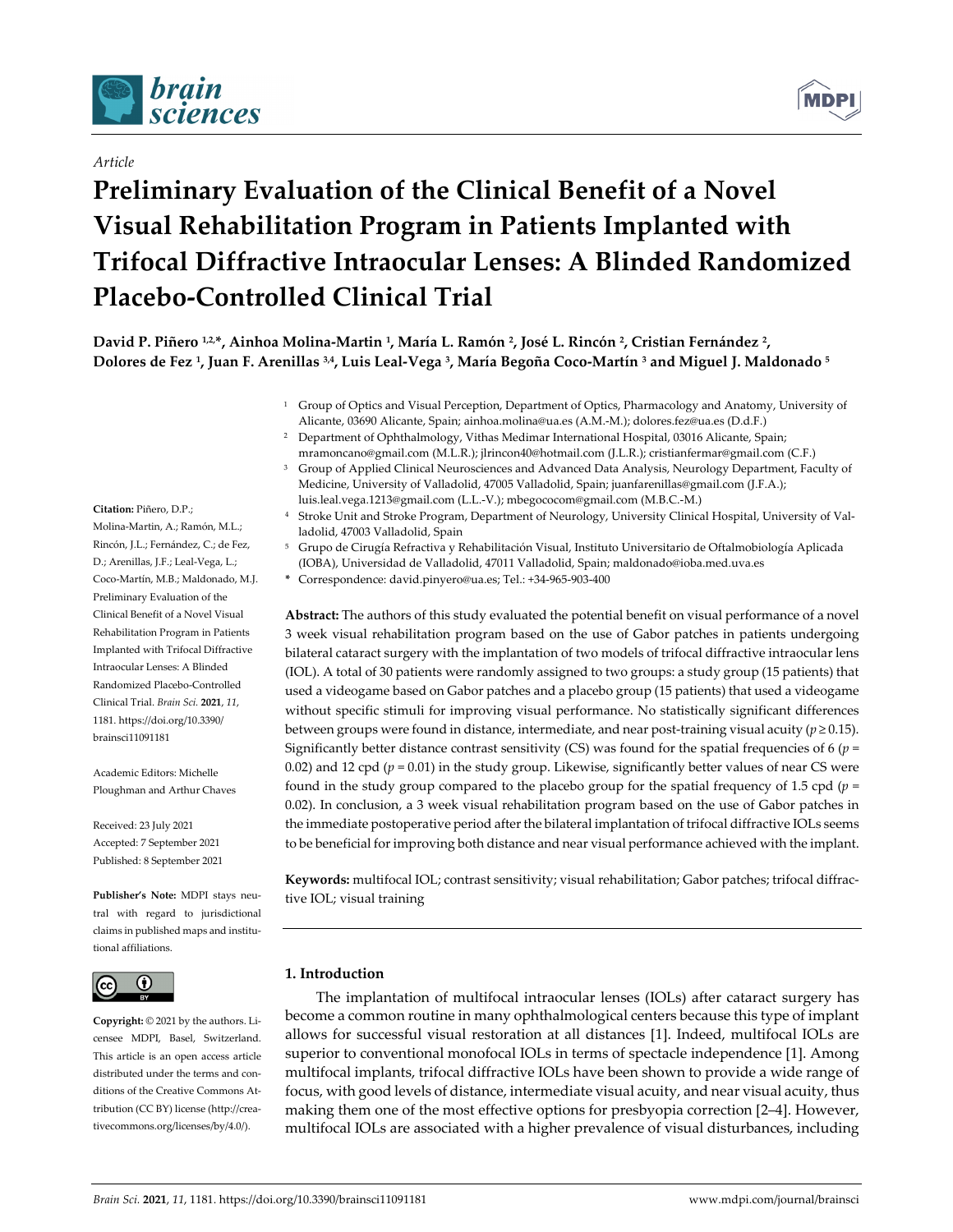*Article*

# Preliminary Evaluation of the Clinical Benefit of a Novel Visual Rehabilitation Program in Patients Implanted with Trifocal Diffractive Intraocular Lenses: A Blinded Randomized Placebo-Controlled Clinical Trial

**David P. Piñero [1,2,*], Ainhoa Molina-Martin [1], María L. Ramón [2], José L. Rincón [2], Cristian Fernández [2], Dolores de Fez [1], Juan F. Arenillas [3,4], Luis Leal-Vega [3], María Begoña Coco-Martín [3] and Miguel J. Maldonado [5]**

[1] Group of Optics and Visual Perception, Department of Optics, Pharmacology and Anatomy, University of Alicante, 03690 Alicante, Spain; ainhoa.molina@ua.es (A.M.-M.); dolores.fez@ua.es (D.d.F.)

[2] Department of Ophthalmology, Vithas Medimar International Hospital, 03016 Alicante, Spain; mramoncano@gmail.com (M.L.R.); jlrincon40@hotmail.com (J.L.R.); cristianfermar@gmail.com (C.F.)

[3] Group of Applied Clinical Neurosciences and Advanced Data Analysis, Neurology Department, Faculty of Medicine, University of Valladolid, 47005 Valladolid, Spain; juanfarenillas@gmail.com (J.F.A.); luis.leal.vega.1213@gmail.com (L.L.-V.); mbegococom@gmail.com (M.B.C.-M.)

[4] Stroke Unit and Stroke Program, Department of Neurology, University Clinical Hospital, University of Valladolid, 47003 Valladolid, Spain

[5] Grupo de Cirugía Refractiva y Rehabilitación Visual, Instituto Universitario de Oftalmobiología Aplicada (IOBA), Universidad de Valladolid, 47011 Valladolid, Spain; maldonado@ioba.med.uva.es

* Correspondence: david.pinyero@ua.es; Tel.: +34-965-903-400

**Citation:** Piñero, D.P.; Molina-Martin, A.; Ramón, M.L.; Rincón, J.L.; Fernández, C.; de Fez, D.; Arenillas, J.F.; Leal-Vega, L.; Coco-Martín, M.B.; Maldonado, M.J. Preliminary Evaluation of the Clinical Benefit of a Novel Visual Rehabilitation Program in Patients Implanted with Trifocal Diffractive Intraocular Lenses: A Blinded Randomized Placebo-Controlled Clinical Trial. *Brain Sci.* **2021**, *11*, 1181. https://doi.org/10.3390/brainsci11091181

Academic Editors: Michelle Ploughman and Arthur Chaves

Received: 23 July 2021
Accepted: 7 September 2021
Published: 8 September 2021

**Publisher's Note:** MDPI stays neutral with regard to jurisdictional claims in published maps and institutional affiliations.

**Copyright:** © 2021 by the authors. Licensee MDPI, Basel, Switzerland. This article is an open access article distributed under the terms and conditions of the Creative Commons Attribution (CC BY) license (http://creativecommons.org/licenses/by/4.0/).

**Abstract:** The authors of this study evaluated the potential benefit on visual performance of a novel 3 week visual rehabilitation program based on the use of Gabor patches in patients undergoing bilateral cataract surgery with the implantation of two models of trifocal diffractive intraocular lens (IOL). A total of 30 patients were randomly assigned to two groups: a study group (15 patients) that used a videogame based on Gabor patches and a placebo group (15 patients) that used a videogame without specific stimuli for improving visual performance. No statistically significant differences between groups were found in distance, intermediate, and near post-training visual acuity ($p \geq 0.15$). Significantly better distance contrast sensitivity (CS) was found for the spatial frequencies of 6 ($p = 0.02$) and 12 cpd ($p = 0.01$) in the study group. Likewise, significantly better values of near CS were found in the study group compared to the placebo group for the spatial frequency of 1.5 cpd ($p = 0.02$). In conclusion, a 3 week visual rehabilitation program based on the use of Gabor patches in the immediate postoperative period after the bilateral implantation of trifocal diffractive IOLs seems to be beneficial for improving both distance and near visual performance achieved with the implant.

**Keywords:** multifocal IOL; contrast sensitivity; visual rehabilitation; Gabor patches; trifocal diffractive IOL; visual training

## 1. Introduction

The implantation of multifocal intraocular lenses (IOLs) after cataract surgery has become a common routine in many ophthalmological centers because this type of implant allows for successful visual restoration at all distances [1]. Indeed, multifocal IOLs are superior to conventional monofocal IOLs in terms of spectacle independence [1]. Among multifocal implants, trifocal diffractive IOLs have been shown to provide a wide range of focus, with good levels of distance, intermediate visual acuity, and near visual acuity, thus making them one of the most effective options for presbyopia correction [2–4]. However, multifocal IOLs are associated with a higher prevalence of visual disturbances, including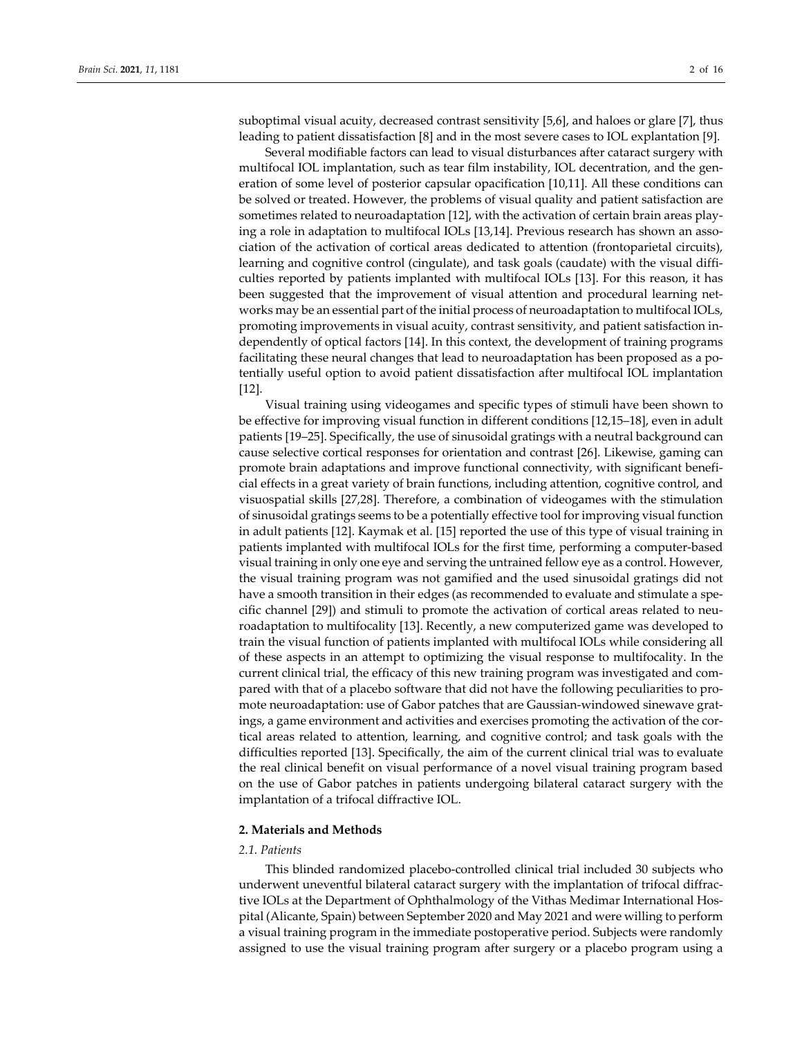suboptimal visual acuity, decreased contrast sensitivity [5,6], and haloes or glare [7], thus leading to patient dissatisfaction [8] and in the most severe cases to IOL explantation [9].

Several modifiable factors can lead to visual disturbances after cataract surgery with multifocal IOL implantation, such as tear film instability, IOL decentration, and the generation of some level of posterior capsular opacification [10,11]. All these conditions can be solved or treated. However, the problems of visual quality and patient satisfaction are sometimes related to neuroadaptation [12], with the activation of certain brain areas playing a role in adaptation to multifocal IOLs [13,14]. Previous research has shown an association of the activation of cortical areas dedicated to attention (frontoparietal circuits), learning and cognitive control (cingulate), and task goals (caudate) with the visual difficulties reported by patients implanted with multifocal IOLs [13]. For this reason, it has been suggested that the improvement of visual attention and procedural learning networks may be an essential part of the initial process of neuroadaptation to multifocal IOLs, promoting improvements in visual acuity, contrast sensitivity, and patient satisfaction independently of optical factors [14]. In this context, the development of training programs facilitating these neural changes that lead to neuroadaptation has been proposed as a potentially useful option to avoid patient dissatisfaction after multifocal IOL implantation [12].

Visual training using videogames and specific types of stimuli have been shown to be effective for improving visual function in different conditions [12,15–18], even in adult patients [19–25]. Specifically, the use of sinusoidal gratings with a neutral background can cause selective cortical responses for orientation and contrast [26]. Likewise, gaming can promote brain adaptations and improve functional connectivity, with significant beneficial effects in a great variety of brain functions, including attention, cognitive control, and visuospatial skills [27,28]. Therefore, a combination of videogames with the stimulation of sinusoidal gratings seems to be a potentially effective tool for improving visual function in adult patients [12]. Kaymak et al. [15] reported the use of this type of visual training in patients implanted with multifocal IOLs for the first time, performing a computer-based visual training in only one eye and serving the untrained fellow eye as a control. However, the visual training program was not gamified and the used sinusoidal gratings did not have a smooth transition in their edges (as recommended to evaluate and stimulate a specific channel [29]) and stimuli to promote the activation of cortical areas related to neuroadaptation to multifocality [13]. Recently, a new computerized game was developed to train the visual function of patients implanted with multifocal IOLs while considering all of these aspects in an attempt to optimizing the visual response to multifocality. In the current clinical trial, the efficacy of this new training program was investigated and compared with that of a placebo software that did not have the following peculiarities to promote neuroadaptation: use of Gabor patches that are Gaussian-windowed sinewave gratings, a game environment and activities and exercises promoting the activation of the cortical areas related to attention, learning, and cognitive control; and task goals with the difficulties reported [13]. Specifically, the aim of the current clinical trial was to evaluate the real clinical benefit on visual performance of a novel visual training program based on the use of Gabor patches in patients undergoing bilateral cataract surgery with the implantation of a trifocal diffractive IOL.

## 2. Materials and Methods

### *2.1. Patients*

This blinded randomized placebo-controlled clinical trial included 30 subjects who underwent uneventful bilateral cataract surgery with the implantation of trifocal diffractive IOLs at the Department of Ophthalmology of the Vithas Medimar International Hospital (Alicante, Spain) between September 2020 and May 2021 and were willing to perform a visual training program in the immediate postoperative period. Subjects were randomly assigned to use the visual training program after surgery or a placebo program using a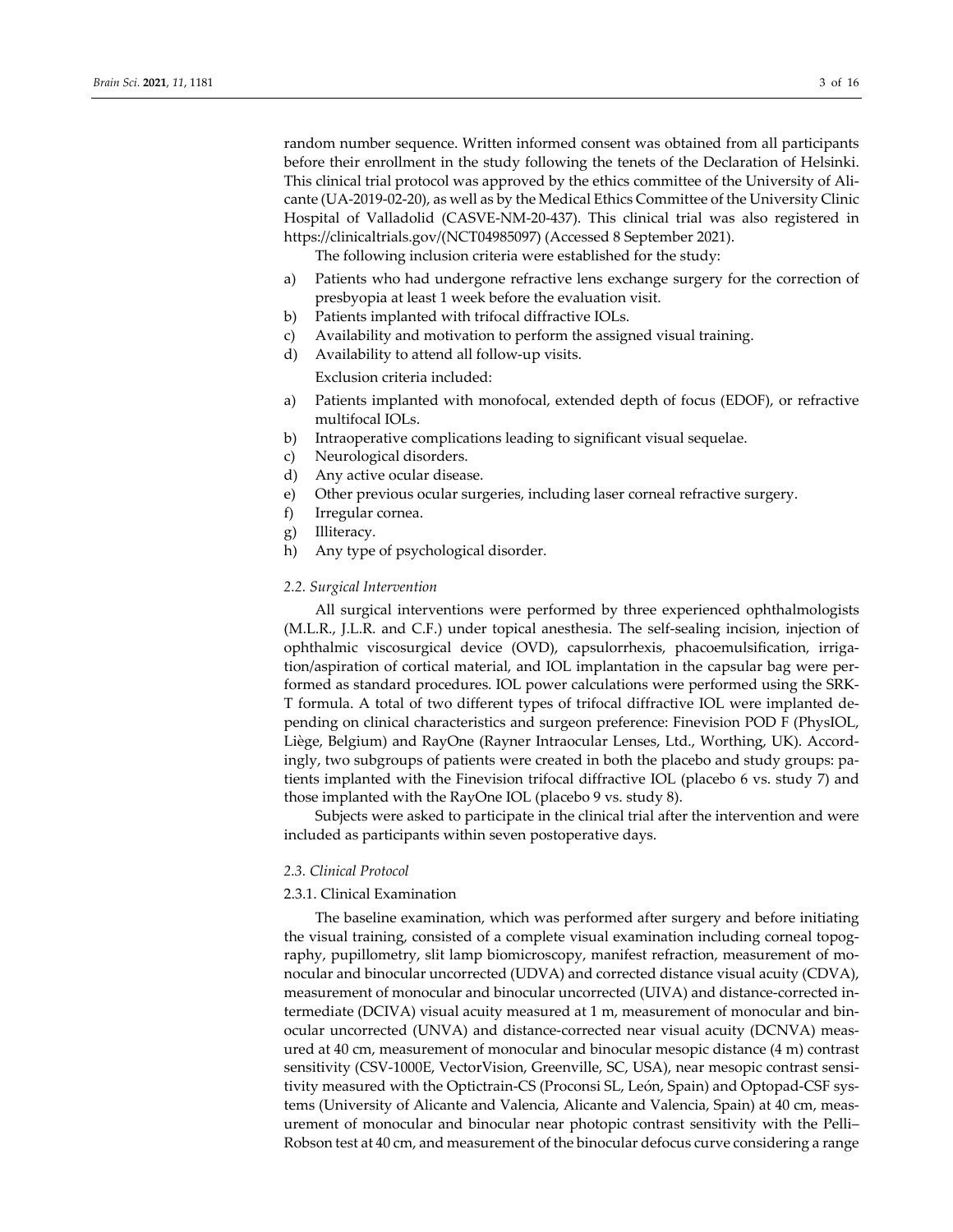random number sequence. Written informed consent was obtained from all participants before their enrollment in the study following the tenets of the Declaration of Helsinki. This clinical trial protocol was approved by the ethics committee of the University of Alicante (UA-2019-02-20), as well as by the Medical Ethics Committee of the University Clinic Hospital of Valladolid (CASVE-NM-20-437). This clinical trial was also registered in https://clinicaltrials.gov/(NCT04985097) (Accessed 8 September 2021).

The following inclusion criteria were established for the study:

a) Patients who had undergone refractive lens exchange surgery for the correction of presbyopia at least 1 week before the evaluation visit.
b) Patients implanted with trifocal diffractive IOLs.
c) Availability and motivation to perform the assigned visual training.
d) Availability to attend all follow-up visits.

Exclusion criteria included:

a) Patients implanted with monofocal, extended depth of focus (EDOF), or refractive multifocal IOLs.
b) Intraoperative complications leading to significant visual sequelae.
c) Neurological disorders.
d) Any active ocular disease.
e) Other previous ocular surgeries, including laser corneal refractive surgery.
f) Irregular cornea.
g) Illiteracy.
h) Any type of psychological disorder.

### *2.2. Surgical Intervention*

All surgical interventions were performed by three experienced ophthalmologists (M.L.R., J.L.R. and C.F.) under topical anesthesia. The self-sealing incision, injection of ophthalmic viscosurgical device (OVD), capsulorrhexis, phacoemulsification, irrigation/aspiration of cortical material, and IOL implantation in the capsular bag were performed as standard procedures. IOL power calculations were performed using the SRK-T formula. A total of two different types of trifocal diffractive IOL were implanted depending on clinical characteristics and surgeon preference: Finevision POD F (PhysIOL, Liège, Belgium) and RayOne (Rayner Intraocular Lenses, Ltd., Worthing, UK). Accordingly, two subgroups of patients were created in both the placebo and study groups: patients implanted with the Finevision trifocal diffractive IOL (placebo 6 vs. study 7) and those implanted with the RayOne IOL (placebo 9 vs. study 8).

Subjects were asked to participate in the clinical trial after the intervention and were included as participants within seven postoperative days.

### *2.3. Clinical Protocol*

#### 2.3.1. Clinical Examination

The baseline examination, which was performed after surgery and before initiating the visual training, consisted of a complete visual examination including corneal topography, pupillometry, slit lamp biomicroscopy, manifest refraction, measurement of monocular and binocular uncorrected (UDVA) and corrected distance visual acuity (CDVA), measurement of monocular and binocular uncorrected (UIVA) and distance-corrected intermediate (DCIVA) visual acuity measured at 1 m, measurement of monocular and binocular uncorrected (UNVA) and distance-corrected near visual acuity (DCNVA) measured at 40 cm, measurement of monocular and binocular mesopic distance (4 m) contrast sensitivity (CSV-1000E, VectorVision, Greenville, SC, USA), near mesopic contrast sensitivity measured with the Optictrain-CS (Proconsi SL, León, Spain) and Optopad-CSF systems (University of Alicante and Valencia, Alicante and Valencia, Spain) at 40 cm, measurement of monocular and binocular near photopic contrast sensitivity with the Pelli–Robson test at 40 cm, and measurement of the binocular defocus curve considering a range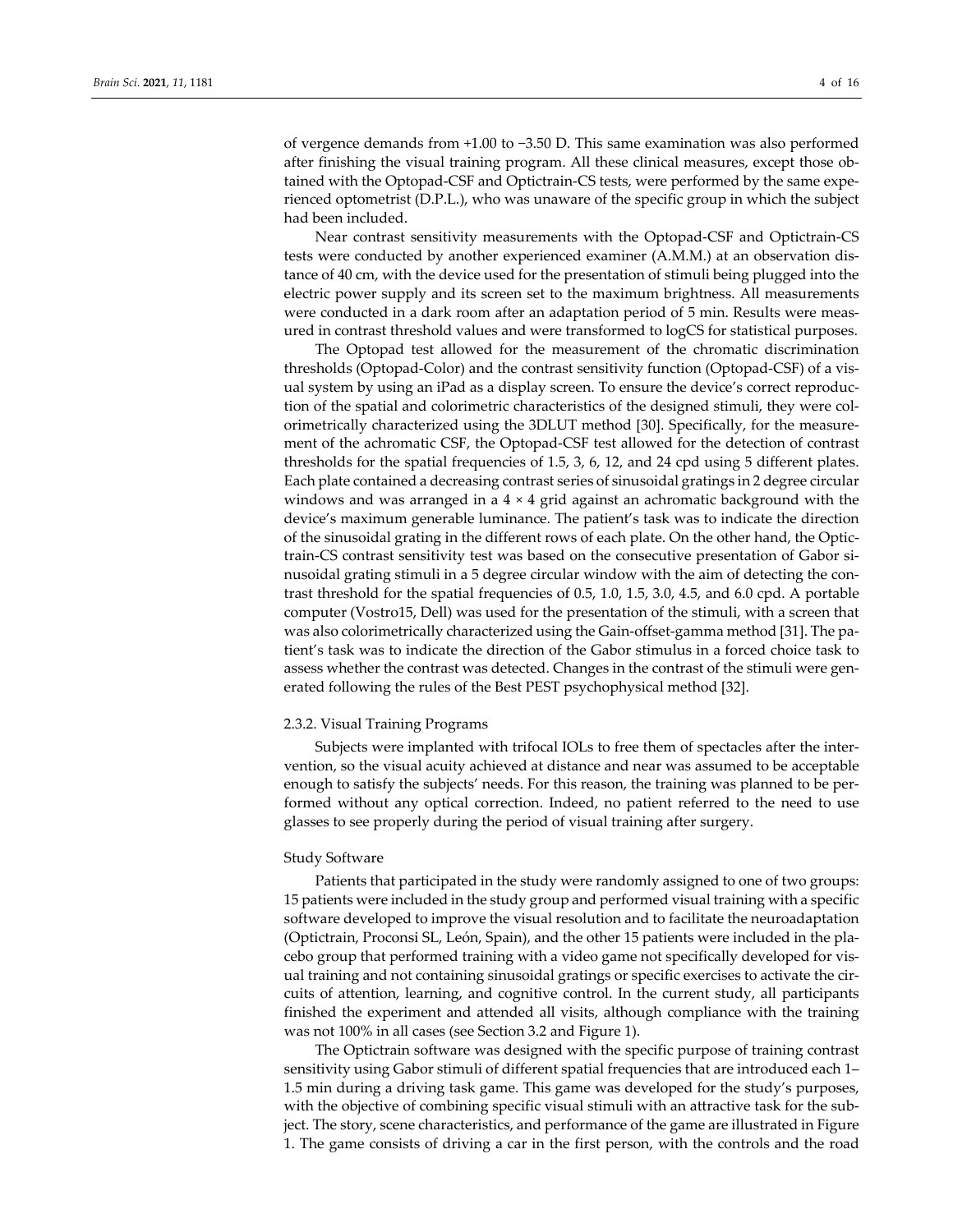of vergence demands from +1.00 to −3.50 D. This same examination was also performed after finishing the visual training program. All these clinical measures, except those obtained with the Optopad-CSF and Optictrain-CS tests, were performed by the same experienced optometrist (D.P.L.), who was unaware of the specific group in which the subject had been included.

Near contrast sensitivity measurements with the Optopad-CSF and Optictrain-CS tests were conducted by another experienced examiner (A.M.M.) at an observation distance of 40 cm, with the device used for the presentation of stimuli being plugged into the electric power supply and its screen set to the maximum brightness. All measurements were conducted in a dark room after an adaptation period of 5 min. Results were measured in contrast threshold values and were transformed to logCS for statistical purposes.

The Optopad test allowed for the measurement of the chromatic discrimination thresholds (Optopad-Color) and the contrast sensitivity function (Optopad-CSF) of a visual system by using an iPad as a display screen. To ensure the device's correct reproduction of the spatial and colorimetric characteristics of the designed stimuli, they were colorimetrically characterized using the 3DLUT method [30]. Specifically, for the measurement of the achromatic CSF, the Optopad-CSF test allowed for the detection of contrast thresholds for the spatial frequencies of 1.5, 3, 6, 12, and 24 cpd using 5 different plates. Each plate contained a decreasing contrast series of sinusoidal gratings in 2 degree circular windows and was arranged in a 4 × 4 grid against an achromatic background with the device's maximum generable luminance. The patient's task was to indicate the direction of the sinusoidal grating in the different rows of each plate. On the other hand, the Optictrain-CS contrast sensitivity test was based on the consecutive presentation of Gabor sinusoidal grating stimuli in a 5 degree circular window with the aim of detecting the contrast threshold for the spatial frequencies of 0.5, 1.0, 1.5, 3.0, 4.5, and 6.0 cpd. A portable computer (Vostro15, Dell) was used for the presentation of the stimuli, with a screen that was also colorimetrically characterized using the Gain-offset-gamma method [31]. The patient's task was to indicate the direction of the Gabor stimulus in a forced choice task to assess whether the contrast was detected. Changes in the contrast of the stimuli were generated following the rules of the Best PEST psychophysical method [32].

#### 2.3.2. Visual Training Programs

Subjects were implanted with trifocal IOLs to free them of spectacles after the intervention, so the visual acuity achieved at distance and near was assumed to be acceptable enough to satisfy the subjects' needs. For this reason, the training was planned to be performed without any optical correction. Indeed, no patient referred to the need to use glasses to see properly during the period of visual training after surgery.

##### Study Software

Patients that participated in the study were randomly assigned to one of two groups: 15 patients were included in the study group and performed visual training with a specific software developed to improve the visual resolution and to facilitate the neuroadaptation (Optictrain, Proconsi SL, León, Spain), and the other 15 patients were included in the placebo group that performed training with a video game not specifically developed for visual training and not containing sinusoidal gratings or specific exercises to activate the circuits of attention, learning, and cognitive control. In the current study, all participants finished the experiment and attended all visits, although compliance with the training was not 100% in all cases (see Section 3.2 and Figure 1).

The Optictrain software was designed with the specific purpose of training contrast sensitivity using Gabor stimuli of different spatial frequencies that are introduced each 1–1.5 min during a driving task game. This game was developed for the study's purposes, with the objective of combining specific visual stimuli with an attractive task for the subject. The story, scene characteristics, and performance of the game are illustrated in Figure 1. The game consists of driving a car in the first person, with the controls and the road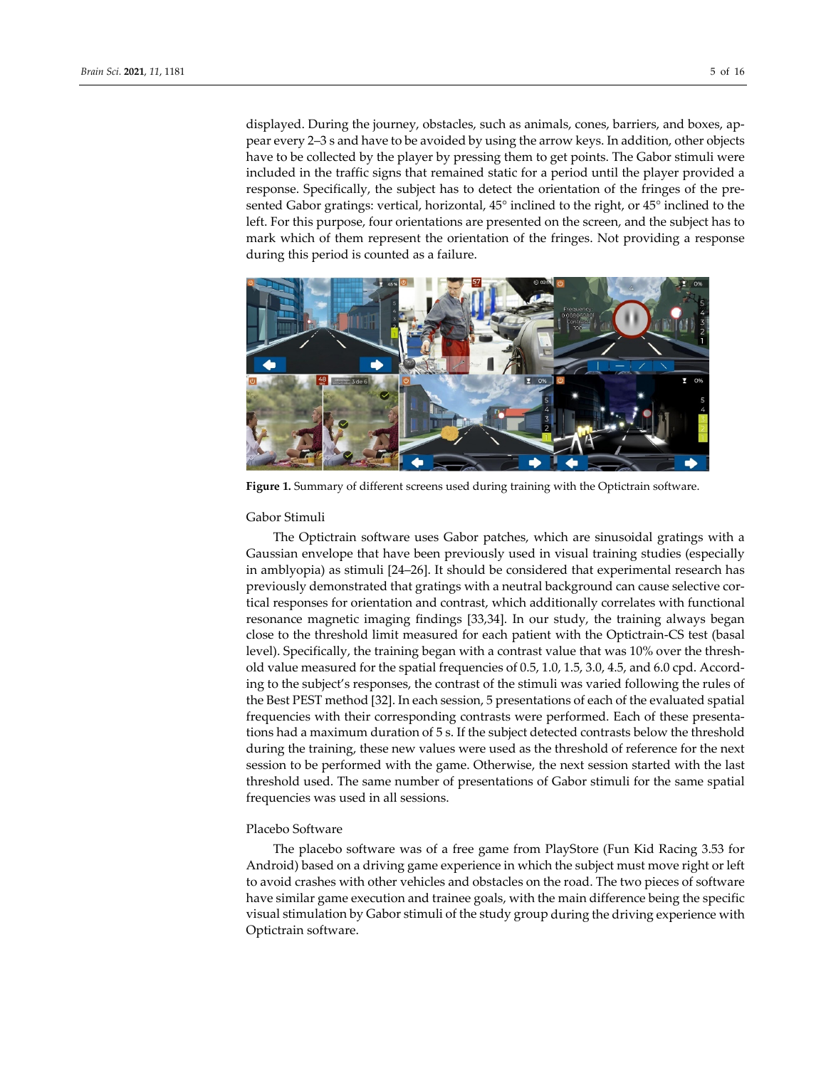displayed. During the journey, obstacles, such as animals, cones, barriers, and boxes, appear every 2–3 s and have to be avoided by using the arrow keys. In addition, other objects have to be collected by the player by pressing them to get points. The Gabor stimuli were included in the traffic signs that remained static for a period until the player provided a response. Specifically, the subject has to detect the orientation of the fringes of the presented Gabor gratings: vertical, horizontal, 45° inclined to the right, or 45° inclined to the left. For this purpose, four orientations are presented on the screen, and the subject has to mark which of them represent the orientation of the fringes. Not providing a response during this period is counted as a failure.

**Figure 1.** Summary of different screens used during training with the Optictrain software.

Gabor Stimuli

The Optictrain software uses Gabor patches, which are sinusoidal gratings with a Gaussian envelope that have been previously used in visual training studies (especially in amblyopia) as stimuli [24–26]. It should be considered that experimental research has previously demonstrated that gratings with a neutral background can cause selective cortical responses for orientation and contrast, which additionally correlates with functional resonance magnetic imaging findings [33,34]. In our study, the training always began close to the threshold limit measured for each patient with the Optictrain-CS test (basal level). Specifically, the training began with a contrast value that was 10% over the threshold value measured for the spatial frequencies of 0.5, 1.0, 1.5, 3.0, 4.5, and 6.0 cpd. According to the subject's responses, the contrast of the stimuli was varied following the rules of the Best PEST method [32]. In each session, 5 presentations of each of the evaluated spatial frequencies with their corresponding contrasts were performed. Each of these presentations had a maximum duration of 5 s. If the subject detected contrasts below the threshold during the training, these new values were used as the threshold of reference for the next session to be performed with the game. Otherwise, the next session started with the last threshold used. The same number of presentations of Gabor stimuli for the same spatial frequencies was used in all sessions.

Placebo Software

The placebo software was of a free game from PlayStore (Fun Kid Racing 3.53 for Android) based on a driving game experience in which the subject must move right or left to avoid crashes with other vehicles and obstacles on the road. The two pieces of software have similar game execution and trainee goals, with the main difference being the specific visual stimulation by Gabor stimuli of the study group during the driving experience with Optictrain software.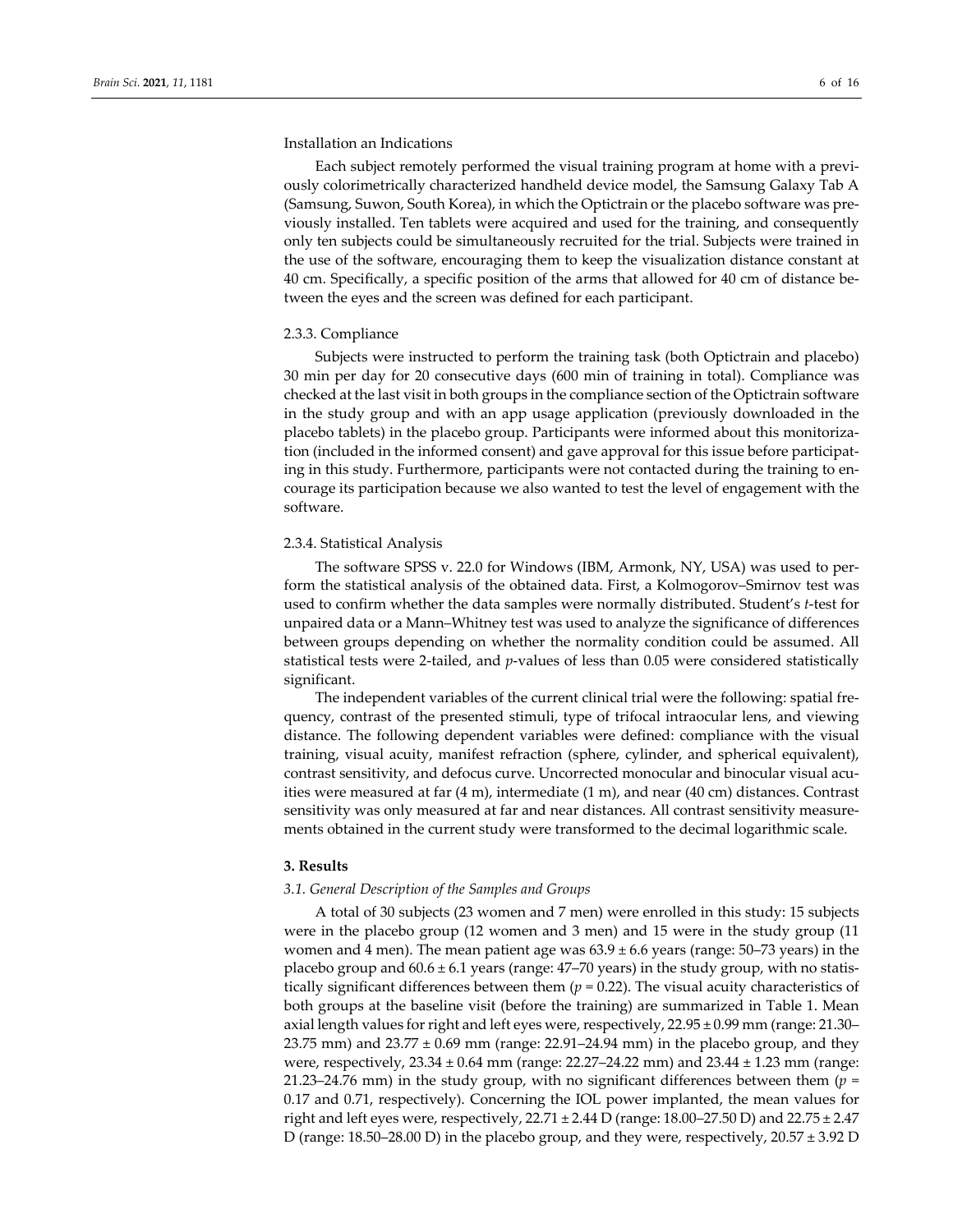Installation an Indications

Each subject remotely performed the visual training program at home with a previously colorimetrically characterized handheld device model, the Samsung Galaxy Tab A (Samsung, Suwon, South Korea), in which the Optictrain or the placebo software was previously installed. Ten tablets were acquired and used for the training, and consequently only ten subjects could be simultaneously recruited for the trial. Subjects were trained in the use of the software, encouraging them to keep the visualization distance constant at 40 cm. Specifically, a specific position of the arms that allowed for 40 cm of distance between the eyes and the screen was defined for each participant.

#### 2.3.3. Compliance

Subjects were instructed to perform the training task (both Optictrain and placebo) 30 min per day for 20 consecutive days (600 min of training in total). Compliance was checked at the last visit in both groups in the compliance section of the Optictrain software in the study group and with an app usage application (previously downloaded in the placebo tablets) in the placebo group. Participants were informed about this monitorization (included in the informed consent) and gave approval for this issue before participating in this study. Furthermore, participants were not contacted during the training to encourage its participation because we also wanted to test the level of engagement with the software.

#### 2.3.4. Statistical Analysis

The software SPSS v. 22.0 for Windows (IBM, Armonk, NY, USA) was used to perform the statistical analysis of the obtained data. First, a Kolmogorov–Smirnov test was used to confirm whether the data samples were normally distributed. Student's *t*-test for unpaired data or a Mann–Whitney test was used to analyze the significance of differences between groups depending on whether the normality condition could be assumed. All statistical tests were 2-tailed, and *p*-values of less than 0.05 were considered statistically significant.

The independent variables of the current clinical trial were the following: spatial frequency, contrast of the presented stimuli, type of trifocal intraocular lens, and viewing distance. The following dependent variables were defined: compliance with the visual training, visual acuity, manifest refraction (sphere, cylinder, and spherical equivalent), contrast sensitivity, and defocus curve. Uncorrected monocular and binocular visual acuities were measured at far (4 m), intermediate (1 m), and near (40 cm) distances. Contrast sensitivity was only measured at far and near distances. All contrast sensitivity measurements obtained in the current study were transformed to the decimal logarithmic scale.

## 3. Results

### *3.1. General Description of the Samples and Groups*

A total of 30 subjects (23 women and 7 men) were enrolled in this study: 15 subjects were in the placebo group (12 women and 3 men) and 15 were in the study group (11 women and 4 men). The mean patient age was $63.9 \pm 6.6$ years (range: 50–73 years) in the placebo group and $60.6 \pm 6.1$ years (range: 47–70 years) in the study group, with no statistically significant differences between them ($p = 0.22$). The visual acuity characteristics of both groups at the baseline visit (before the training) are summarized in Table 1. Mean axial length values for right and left eyes were, respectively, $22.95 \pm 0.99$ mm (range: 21.30–23.75 mm) and $23.77 \pm 0.69$ mm (range: 22.91–24.94 mm) in the placebo group, and they were, respectively, $23.34 \pm 0.64$ mm (range: 22.27–24.22 mm) and $23.44 \pm 1.23$ mm (range: 21.23–24.76 mm) in the study group, with no significant differences between them ($p = 0.17$ and 0.71, respectively). Concerning the IOL power implanted, the mean values for right and left eyes were, respectively, $22.71 \pm 2.44$ D (range: 18.00–27.50 D) and $22.75 \pm 2.47$ D (range: 18.50–28.00 D) in the placebo group, and they were, respectively, $20.57 \pm 3.92$ D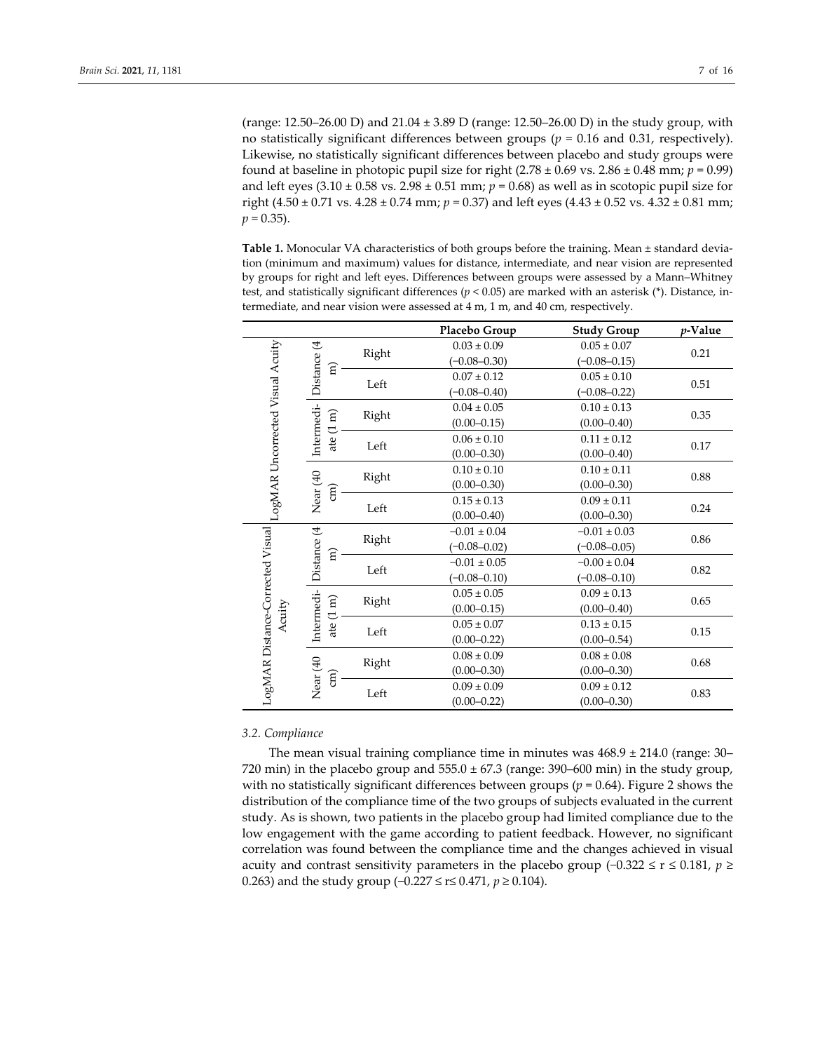(range: 12.50–26.00 D) and 21.04 ± 3.89 D (range: 12.50–26.00 D) in the study group, with no statistically significant differences between groups ($p$ = 0.16 and 0.31, respectively). Likewise, no statistically significant differences between placebo and study groups were found at baseline in photopic pupil size for right (2.78 ± 0.69 vs. 2.86 ± 0.48 mm; $p$ = 0.99) and left eyes (3.10 ± 0.58 vs. 2.98 ± 0.51 mm; $p$ = 0.68) as well as in scotopic pupil size for right (4.50 ± 0.71 vs. 4.28 ± 0.74 mm; $p$ = 0.37) and left eyes (4.43 ± 0.52 vs. 4.32 ± 0.81 mm; $p$ = 0.35).

**Table 1.** Monocular VA characteristics of both groups before the training. Mean ± standard deviation (minimum and maximum) values for distance, intermediate, and near vision are represented by groups for right and left eyes. Differences between groups were assessed by a Mann–Whitney test, and statistically significant differences ($p$ < 0.05) are marked with an asterisk (*). Distance, intermediate, and near vision were assessed at 4 m, 1 m, and 40 cm, respectively.

| | | | Placebo Group | Study Group | *p*-Value |
|---|---|---|---|---|---|
| LogMAR Uncorrected Visual Acuity | Distance (4 m) | Right | 0.03 ± 0.09 (−0.08–0.30) | 0.05 ± 0.07 (−0.08–0.15) | 0.21 |
| | | Left | 0.07 ± 0.12 (−0.08–0.40) | 0.05 ± 0.10 (−0.08–0.22) | 0.51 |
| | Intermediate (1 m) | Right | 0.04 ± 0.05 (0.00–0.15) | 0.10 ± 0.13 (0.00–0.40) | 0.35 |
| | | Left | 0.06 ± 0.10 (0.00–0.30) | 0.11 ± 0.12 (0.00–0.40) | 0.17 |
| | Near (40 cm) | Right | 0.10 ± 0.10 (0.00–0.30) | 0.10 ± 0.11 (0.00–0.30) | 0.88 |
| | | Left | 0.15 ± 0.13 (0.00–0.40) | 0.09 ± 0.11 (0.00–0.30) | 0.24 |
| LogMAR Distance-Corrected Visual Acuity | Distance (4 m) | Right | −0.01 ± 0.04 (−0.08–0.02) | −0.01 ± 0.03 (−0.08–0.05) | 0.86 |
| | | Left | −0.01 ± 0.05 (−0.08–0.10) | −0.00 ± 0.04 (−0.08–0.10) | 0.82 |
| | Intermediate (1 m) | Right | 0.05 ± 0.05 (0.00–0.15) | 0.09 ± 0.13 (0.00–0.40) | 0.65 |
| | | Left | 0.05 ± 0.07 (0.00–0.22) | 0.13 ± 0.15 (0.00–0.54) | 0.15 |
| | Near (40 cm) | Right | 0.08 ± 0.09 (0.00–0.30) | 0.08 ± 0.08 (0.00–0.30) | 0.68 |
| | | Left | 0.09 ± 0.09 (0.00–0.22) | 0.09 ± 0.12 (0.00–0.30) | 0.83 |

### 3.2. Compliance

The mean visual training compliance time in minutes was 468.9 ± 214.0 (range: 30–720 min) in the placebo group and 555.0 ± 67.3 (range: 390–600 min) in the study group, with no statistically significant differences between groups ($p$ = 0.64). Figure 2 shows the distribution of the compliance time of the two groups of subjects evaluated in the current study. As is shown, two patients in the placebo group had limited compliance due to the low engagement with the game according to patient feedback. However, no significant correlation was found between the compliance time and the changes achieved in visual acuity and contrast sensitivity parameters in the placebo group ($-0.322 \leq r \leq 0.181$, $p \geq 0.263$) and the study group ($-0.227 \leq r \leq 0.471$, $p \geq 0.104$).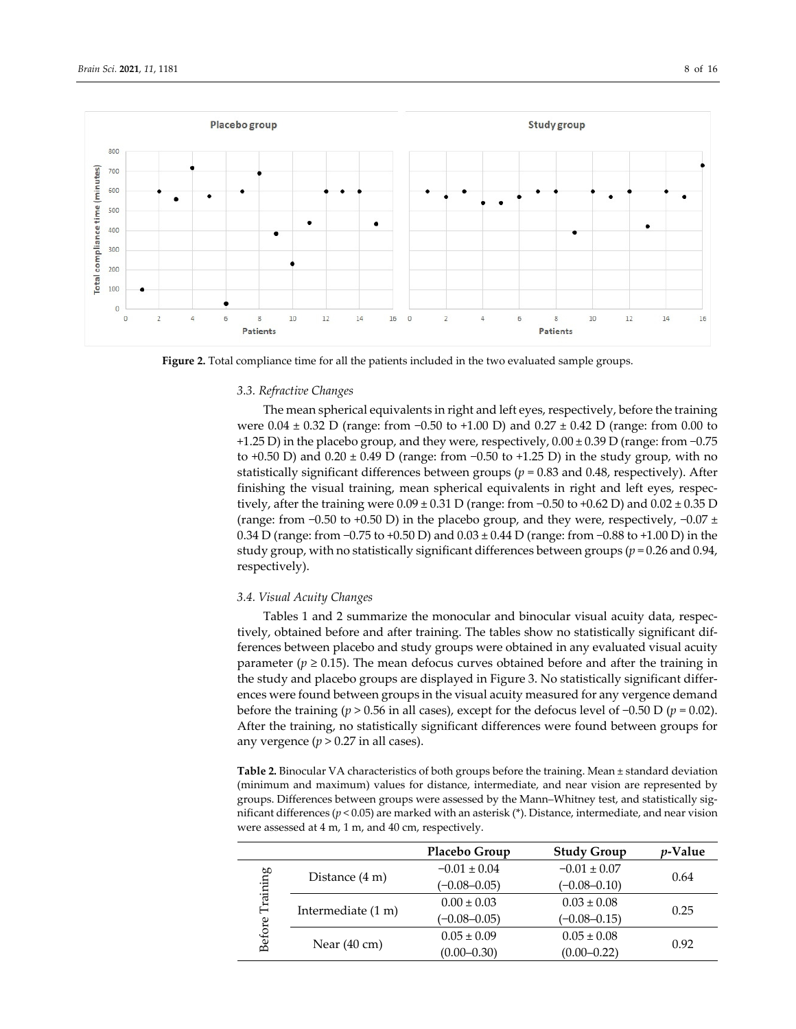**Figure 2.** Total compliance time for all the patients included in the two evaluated sample groups.

### 3.3. Refractive Changes

The mean spherical equivalents in right and left eyes, respectively, before the training were 0.04 ± 0.32 D (range: from −0.50 to +1.00 D) and 0.27 ± 0.42 D (range: from 0.00 to +1.25 D) in the placebo group, and they were, respectively, 0.00 ± 0.39 D (range: from −0.75 to +0.50 D) and 0.20 ± 0.49 D (range: from −0.50 to +1.25 D) in the study group, with no statistically significant differences between groups ($p$ = 0.83 and 0.48, respectively). After finishing the visual training, mean spherical equivalents in right and left eyes, respectively, after the training were 0.09 ± 0.31 D (range: from −0.50 to +0.62 D) and 0.02 ± 0.35 D (range: from −0.50 to +0.50 D) in the placebo group, and they were, respectively, −0.07 ± 0.34 D (range: from −0.75 to +0.50 D) and 0.03 ± 0.44 D (range: from −0.88 to +1.00 D) in the study group, with no statistically significant differences between groups ($p$ = 0.26 and 0.94, respectively).

### 3.4. Visual Acuity Changes

Tables 1 and 2 summarize the monocular and binocular visual acuity data, respectively, obtained before and after training. The tables show no statistically significant differences between placebo and study groups were obtained in any evaluated visual acuity parameter ($p \geq 0.15$). The mean defocus curves obtained before and after the training in the study and placebo groups are displayed in Figure 3. No statistically significant differences were found between groups in the visual acuity measured for any vergence demand before the training ($p > 0.56$ in all cases), except for the defocus level of −0.50 D ($p$ = 0.02). After the training, no statistically significant differences were found between groups for any vergence ($p > 0.27$ in all cases).

**Table 2.** Binocular VA characteristics of both groups before the training. Mean ± standard deviation (minimum and maximum) values for distance, intermediate, and near vision are represented by groups. Differences between groups were assessed by the Mann–Whitney test, and statistically significant differences ($p < 0.05$) are marked with an asterisk (*). Distance, intermediate, and near vision were assessed at 4 m, 1 m, and 40 cm, respectively.

| | | Placebo Group | Study Group | $p$-Value |
|---|---|---|---|---|
| Before Training | Distance (4 m) | −0.01 ± 0.04 (−0.08–0.05) | −0.01 ± 0.07 (−0.08–0.10) | 0.64 |
| | Intermediate (1 m) | 0.00 ± 0.03 (−0.08–0.05) | 0.03 ± 0.08 (−0.08–0.15) | 0.25 |
| | Near (40 cm) | 0.05 ± 0.09 (0.00–0.30) | 0.05 ± 0.08 (0.00–0.22) | 0.92 |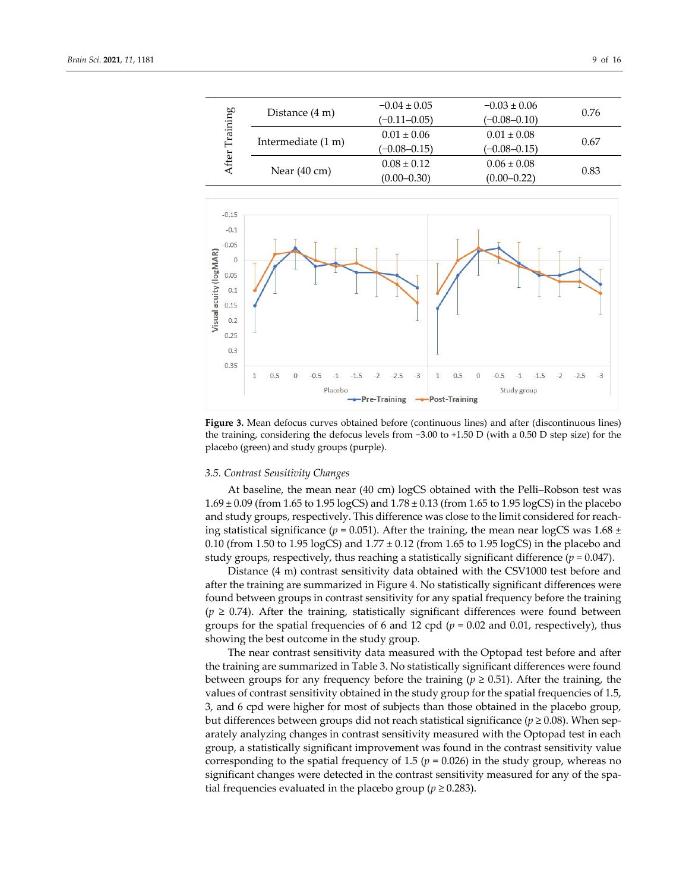| | | | | |
|---|---|---|---|---|
| After Training | Distance (4 m) | −0.04 ± 0.05 (−0.11–0.05) | −0.03 ± 0.06 (−0.08–0.10) | 0.76 |
| | Intermediate (1 m) | 0.01 ± 0.06 (−0.08–0.15) | 0.01 ± 0.08 (−0.08–0.15) | 0.67 |
| | Near (40 cm) | 0.08 ± 0.12 (0.00–0.30) | 0.06 ± 0.08 (0.00–0.22) | 0.83 |

**Figure 3.** Mean defocus curves obtained before (continuous lines) and after (discontinuous lines) the training, considering the defocus levels from −3.00 to +1.50 D (with a 0.50 D step size) for the placebo (green) and study groups (purple).

### 3.5. Contrast Sensitivity Changes

At baseline, the mean near (40 cm) logCS obtained with the Pelli–Robson test was 1.69 ± 0.09 (from 1.65 to 1.95 logCS) and 1.78 ± 0.13 (from 1.65 to 1.95 logCS) in the placebo and study groups, respectively. This difference was close to the limit considered for reaching statistical significance ($p = 0.051$). After the training, the mean near logCS was 1.68 ± 0.10 (from 1.50 to 1.95 logCS) and 1.77 ± 0.12 (from 1.65 to 1.95 logCS) in the placebo and study groups, respectively, thus reaching a statistically significant difference ($p = 0.047$).

Distance (4 m) contrast sensitivity data obtained with the CSV1000 test before and after the training are summarized in Figure 4. No statistically significant differences were found between groups in contrast sensitivity for any spatial frequency before the training ($p \geq 0.74$). After the training, statistically significant differences were found between groups for the spatial frequencies of 6 and 12 cpd ($p = 0.02$ and 0.01, respectively), thus showing the best outcome in the study group.

The near contrast sensitivity data measured with the Optopad test before and after the training are summarized in Table 3. No statistically significant differences were found between groups for any frequency before the training ($p \geq 0.51$). After the training, the values of contrast sensitivity obtained in the study group for the spatial frequencies of 1.5, 3, and 6 cpd were higher for most of subjects than those obtained in the placebo group, but differences between groups did not reach statistical significance ($p \geq 0.08$). When separately analyzing changes in contrast sensitivity measured with the Optopad test in each group, a statistically significant improvement was found in the contrast sensitivity value corresponding to the spatial frequency of 1.5 ($p = 0.026$) in the study group, whereas no significant changes were detected in the contrast sensitivity measured for any of the spatial frequencies evaluated in the placebo group ($p \geq 0.283$).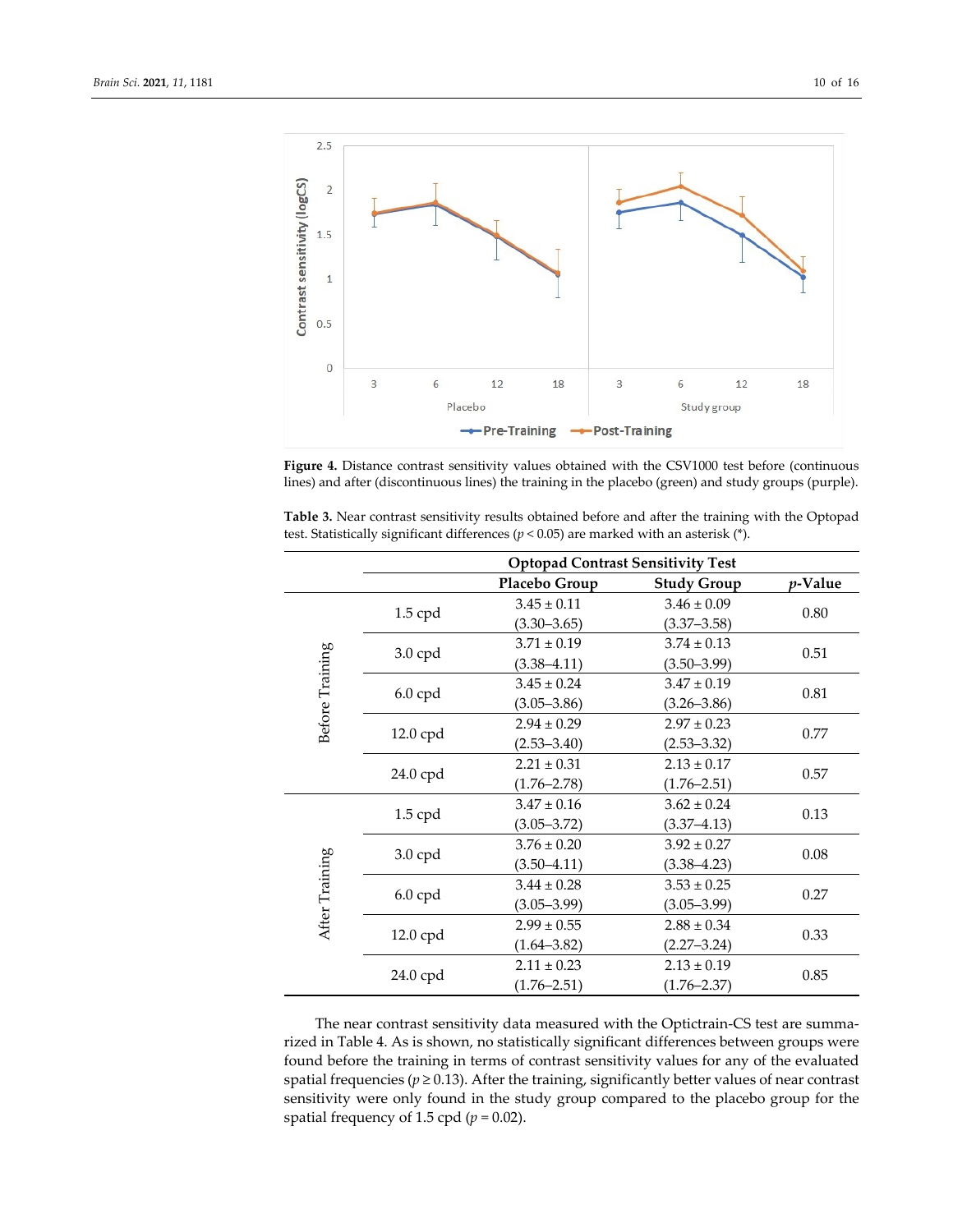**Figure 4.** Distance contrast sensitivity values obtained with the CSV1000 test before (continuous lines) and after (discontinuous lines) the training in the placebo (green) and study groups (purple).

**Table 3.** Near contrast sensitivity results obtained before and after the training with the Optopad test. Statistically significant differences ($p < 0.05$) are marked with an asterisk (*).

| | | Optopad Contrast Sensitivity Test | | |
|---|---|---|---|---|
| | | **Placebo Group** | **Study Group** | ***p*-Value** |
| Before Training | 1.5 cpd | 3.45 ± 0.11 (3.30–3.65) | 3.46 ± 0.09 (3.37–3.58) | 0.80 |
| | 3.0 cpd | 3.71 ± 0.19 (3.38–4.11) | 3.74 ± 0.13 (3.50–3.99) | 0.51 |
| | 6.0 cpd | 3.45 ± 0.24 (3.05–3.86) | 3.47 ± 0.19 (3.26–3.86) | 0.81 |
| | 12.0 cpd | 2.94 ± 0.29 (2.53–3.40) | 2.97 ± 0.23 (2.53–3.32) | 0.77 |
| | 24.0 cpd | 2.21 ± 0.31 (1.76–2.78) | 2.13 ± 0.17 (1.76–2.51) | 0.57 |
| After Training | 1.5 cpd | 3.47 ± 0.16 (3.05–3.72) | 3.62 ± 0.24 (3.37–4.13) | 0.13 |
| | 3.0 cpd | 3.76 ± 0.20 (3.50–4.11) | 3.92 ± 0.27 (3.38–4.23) | 0.08 |
| | 6.0 cpd | 3.44 ± 0.28 (3.05–3.99) | 3.53 ± 0.25 (3.05–3.99) | 0.27 |
| | 12.0 cpd | 2.99 ± 0.55 (1.64–3.82) | 2.88 ± 0.34 (2.27–3.24) | 0.33 |
| | 24.0 cpd | 2.11 ± 0.23 (1.76–2.51) | 2.13 ± 0.19 (1.76–2.37) | 0.85 |

The near contrast sensitivity data measured with the Optictrain-CS test are summarized in Table 4. As is shown, no statistically significant differences between groups were found before the training in terms of contrast sensitivity values for any of the evaluated spatial frequencies ($p \geq 0.13$). After the training, significantly better values of near contrast sensitivity were only found in the study group compared to the placebo group for the spatial frequency of 1.5 cpd ($p = 0.02$).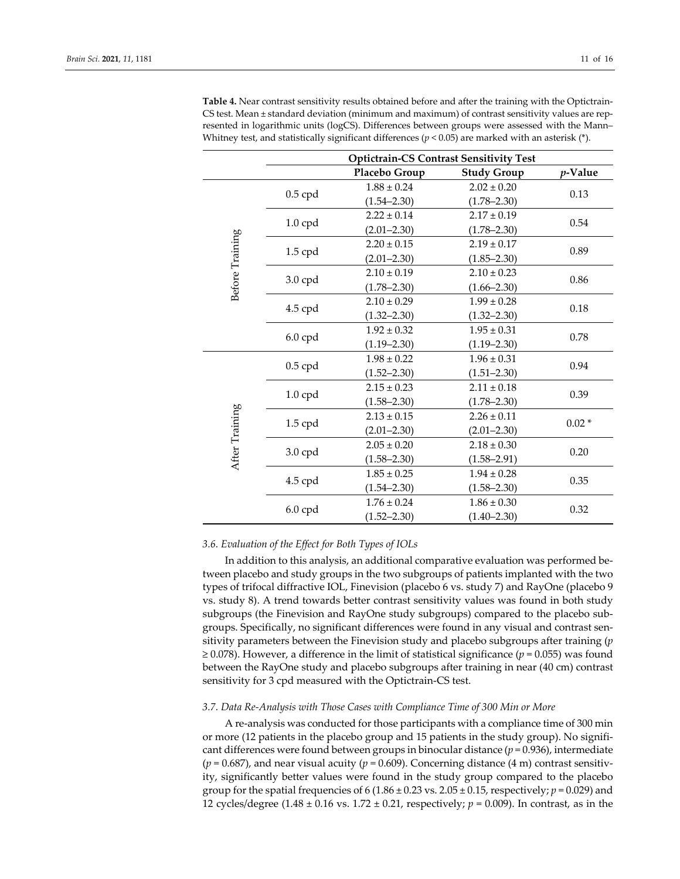**Table 4.** Near contrast sensitivity results obtained before and after the training with the Optictrain-CS test. Mean ± standard deviation (minimum and maximum) of contrast sensitivity values are represented in logarithmic units (logCS). Differences between groups were assessed with the Mann–Whitney test, and statistically significant differences ($p < 0.05$) are marked with an asterisk (*).

| | | Optictrain-CS Contrast Sensitivity Test | | |
|---|---|---|---|---|
| | | **Placebo Group** | **Study Group** | ***p*-Value** |
| Before Training | 0.5 cpd | 1.88 ± 0.24 (1.54–2.30) | 2.02 ± 0.20 (1.78–2.30) | 0.13 |
| | 1.0 cpd | 2.22 ± 0.14 (2.01–2.30) | 2.17 ± 0.19 (1.78–2.30) | 0.54 |
| | 1.5 cpd | 2.20 ± 0.15 (2.01–2.30) | 2.19 ± 0.17 (1.85–2.30) | 0.89 |
| | 3.0 cpd | 2.10 ± 0.19 (1.78–2.30) | 2.10 ± 0.23 (1.66–2.30) | 0.86 |
| | 4.5 cpd | 2.10 ± 0.29 (1.32–2.30) | 1.99 ± 0.28 (1.32–2.30) | 0.18 |
| | 6.0 cpd | 1.92 ± 0.32 (1.19–2.30) | 1.95 ± 0.31 (1.19–2.30) | 0.78 |
| After Training | 0.5 cpd | 1.98 ± 0.22 (1.52–2.30) | 1.96 ± 0.31 (1.51–2.30) | 0.94 |
| | 1.0 cpd | 2.15 ± 0.23 (1.58–2.30) | 2.11 ± 0.18 (1.78–2.30) | 0.39 |
| | 1.5 cpd | 2.13 ± 0.15 (2.01–2.30) | 2.26 ± 0.11 (2.01–2.30) | 0.02 * |
| | 3.0 cpd | 2.05 ± 0.20 (1.58–2.30) | 2.18 ± 0.30 (1.58–2.91) | 0.20 |
| | 4.5 cpd | 1.85 ± 0.25 (1.54–2.30) | 1.94 ± 0.28 (1.58–2.30) | 0.35 |
| | 6.0 cpd | 1.76 ± 0.24 (1.52–2.30) | 1.86 ± 0.30 (1.40–2.30) | 0.32 |

### *3.6. Evaluation of the Effect for Both Types of IOLs*

In addition to this analysis, an additional comparative evaluation was performed between placebo and study groups in the two subgroups of patients implanted with the two types of trifocal diffractive IOL, Finevision (placebo 6 vs. study 7) and RayOne (placebo 9 vs. study 8). A trend towards better contrast sensitivity values was found in both study subgroups (the Finevision and RayOne study subgroups) compared to the placebo subgroups. Specifically, no significant differences were found in any visual and contrast sensitivity parameters between the Finevision study and placebo subgroups after training ($p \geq 0.078$). However, a difference in the limit of statistical significance ($p = 0.055$) was found between the RayOne study and placebo subgroups after training in near (40 cm) contrast sensitivity for 3 cpd measured with the Optictrain-CS test.

### *3.7. Data Re-Analysis with Those Cases with Compliance Time of 300 Min or More*

A re-analysis was conducted for those participants with a compliance time of 300 min or more (12 patients in the placebo group and 15 patients in the study group). No significant differences were found between groups in binocular distance ($p = 0.936$), intermediate ($p = 0.687$), and near visual acuity ($p = 0.609$). Concerning distance (4 m) contrast sensitivity, significantly better values were found in the study group compared to the placebo group for the spatial frequencies of 6 (1.86 ± 0.23 vs. 2.05 ± 0.15, respectively; $p = 0.029$) and 12 cycles/degree (1.48 ± 0.16 vs. 1.72 ± 0.21, respectively; $p = 0.009$). In contrast, as in the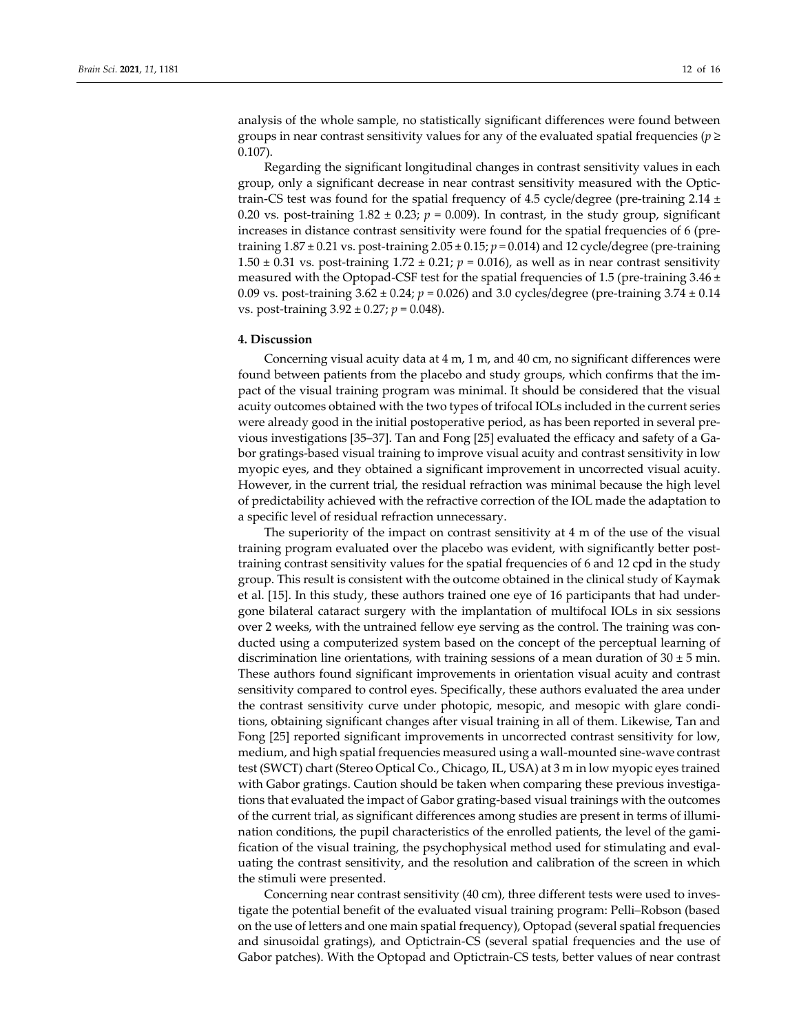analysis of the whole sample, no statistically significant differences were found between groups in near contrast sensitivity values for any of the evaluated spatial frequencies ($p \geq 0.107$).

Regarding the significant longitudinal changes in contrast sensitivity values in each group, only a significant decrease in near contrast sensitivity measured with the Optictrain-CS test was found for the spatial frequency of 4.5 cycle/degree (pre-training 2.14 ± 0.20 vs. post-training 1.82 ± 0.23; $p = 0.009$). In contrast, in the study group, significant increases in distance contrast sensitivity were found for the spatial frequencies of 6 (pre-training 1.87 ± 0.21 vs. post-training 2.05 ± 0.15; $p = 0.014$) and 12 cycle/degree (pre-training 1.50 ± 0.31 vs. post-training 1.72 ± 0.21; $p = 0.016$), as well as in near contrast sensitivity measured with the Optopad-CSF test for the spatial frequencies of 1.5 (pre-training 3.46 ± 0.09 vs. post-training 3.62 ± 0.24; $p = 0.026$) and 3.0 cycles/degree (pre-training 3.74 ± 0.14 vs. post-training 3.92 ± 0.27; $p = 0.048$).

## 4. Discussion

Concerning visual acuity data at 4 m, 1 m, and 40 cm, no significant differences were found between patients from the placebo and study groups, which confirms that the impact of the visual training program was minimal. It should be considered that the visual acuity outcomes obtained with the two types of trifocal IOLs included in the current series were already good in the initial postoperative period, as has been reported in several previous investigations [35–37]. Tan and Fong [25] evaluated the efficacy and safety of a Gabor gratings-based visual training to improve visual acuity and contrast sensitivity in low myopic eyes, and they obtained a significant improvement in uncorrected visual acuity. However, in the current trial, the residual refraction was minimal because the high level of predictability achieved with the refractive correction of the IOL made the adaptation to a specific level of residual refraction unnecessary.

The superiority of the impact on contrast sensitivity at 4 m of the use of the visual training program evaluated over the placebo was evident, with significantly better post-training contrast sensitivity values for the spatial frequencies of 6 and 12 cpd in the study group. This result is consistent with the outcome obtained in the clinical study of Kaymak et al. [15]. In this study, these authors trained one eye of 16 participants that had undergone bilateral cataract surgery with the implantation of multifocal IOLs in six sessions over 2 weeks, with the untrained fellow eye serving as the control. The training was conducted using a computerized system based on the concept of the perceptual learning of discrimination line orientations, with training sessions of a mean duration of 30 ± 5 min. These authors found significant improvements in orientation visual acuity and contrast sensitivity compared to control eyes. Specifically, these authors evaluated the area under the contrast sensitivity curve under photopic, mesopic, and mesopic with glare conditions, obtaining significant changes after visual training in all of them. Likewise, Tan and Fong [25] reported significant improvements in uncorrected contrast sensitivity for low, medium, and high spatial frequencies measured using a wall-mounted sine-wave contrast test (SWCT) chart (Stereo Optical Co., Chicago, IL, USA) at 3 m in low myopic eyes trained with Gabor gratings. Caution should be taken when comparing these previous investigations that evaluated the impact of Gabor grating-based visual trainings with the outcomes of the current trial, as significant differences among studies are present in terms of illumination conditions, the pupil characteristics of the enrolled patients, the level of the gamification of the visual training, the psychophysical method used for stimulating and evaluating the contrast sensitivity, and the resolution and calibration of the screen in which the stimuli were presented.

Concerning near contrast sensitivity (40 cm), three different tests were used to investigate the potential benefit of the evaluated visual training program: Pelli–Robson (based on the use of letters and one main spatial frequency), Optopad (several spatial frequencies and sinusoidal gratings), and Optictrain-CS (several spatial frequencies and the use of Gabor patches). With the Optopad and Optictrain-CS tests, better values of near contrast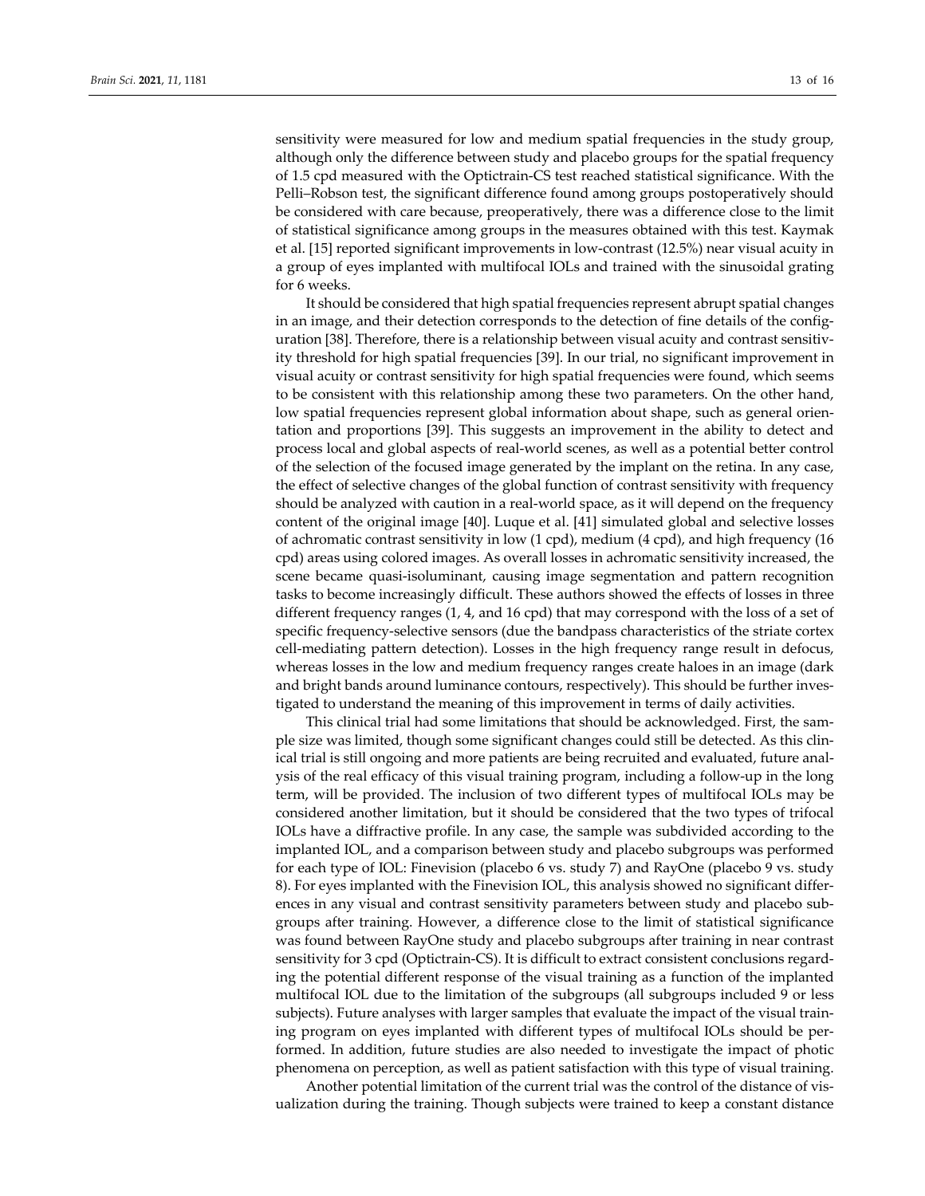sensitivity were measured for low and medium spatial frequencies in the study group, although only the difference between study and placebo groups for the spatial frequency of 1.5 cpd measured with the Optictrain-CS test reached statistical significance. With the Pelli–Robson test, the significant difference found among groups postoperatively should be considered with care because, preoperatively, there was a difference close to the limit of statistical significance among groups in the measures obtained with this test. Kaymak et al. [15] reported significant improvements in low-contrast (12.5%) near visual acuity in a group of eyes implanted with multifocal IOLs and trained with the sinusoidal grating for 6 weeks.

It should be considered that high spatial frequencies represent abrupt spatial changes in an image, and their detection corresponds to the detection of fine details of the configuration [38]. Therefore, there is a relationship between visual acuity and contrast sensitivity threshold for high spatial frequencies [39]. In our trial, no significant improvement in visual acuity or contrast sensitivity for high spatial frequencies were found, which seems to be consistent with this relationship among these two parameters. On the other hand, low spatial frequencies represent global information about shape, such as general orientation and proportions [39]. This suggests an improvement in the ability to detect and process local and global aspects of real-world scenes, as well as a potential better control of the selection of the focused image generated by the implant on the retina. In any case, the effect of selective changes of the global function of contrast sensitivity with frequency should be analyzed with caution in a real-world space, as it will depend on the frequency content of the original image [40]. Luque et al. [41] simulated global and selective losses of achromatic contrast sensitivity in low (1 cpd), medium (4 cpd), and high frequency (16 cpd) areas using colored images. As overall losses in achromatic sensitivity increased, the scene became quasi-isoluminant, causing image segmentation and pattern recognition tasks to become increasingly difficult. These authors showed the effects of losses in three different frequency ranges (1, 4, and 16 cpd) that may correspond with the loss of a set of specific frequency-selective sensors (due the bandpass characteristics of the striate cortex cell-mediating pattern detection). Losses in the high frequency range result in defocus, whereas losses in the low and medium frequency ranges create haloes in an image (dark and bright bands around luminance contours, respectively). This should be further investigated to understand the meaning of this improvement in terms of daily activities.

This clinical trial had some limitations that should be acknowledged. First, the sample size was limited, though some significant changes could still be detected. As this clinical trial is still ongoing and more patients are being recruited and evaluated, future analysis of the real efficacy of this visual training program, including a follow-up in the long term, will be provided. The inclusion of two different types of multifocal IOLs may be considered another limitation, but it should be considered that the two types of trifocal IOLs have a diffractive profile. In any case, the sample was subdivided according to the implanted IOL, and a comparison between study and placebo subgroups was performed for each type of IOL: Finevision (placebo 6 vs. study 7) and RayOne (placebo 9 vs. study 8). For eyes implanted with the Finevision IOL, this analysis showed no significant differences in any visual and contrast sensitivity parameters between study and placebo subgroups after training. However, a difference close to the limit of statistical significance was found between RayOne study and placebo subgroups after training in near contrast sensitivity for 3 cpd (Optictrain-CS). It is difficult to extract consistent conclusions regarding the potential different response of the visual training as a function of the implanted multifocal IOL due to the limitation of the subgroups (all subgroups included 9 or less subjects). Future analyses with larger samples that evaluate the impact of the visual training program on eyes implanted with different types of multifocal IOLs should be performed. In addition, future studies are also needed to investigate the impact of photic phenomena on perception, as well as patient satisfaction with this type of visual training.

Another potential limitation of the current trial was the control of the distance of visualization during the training. Though subjects were trained to keep a constant distance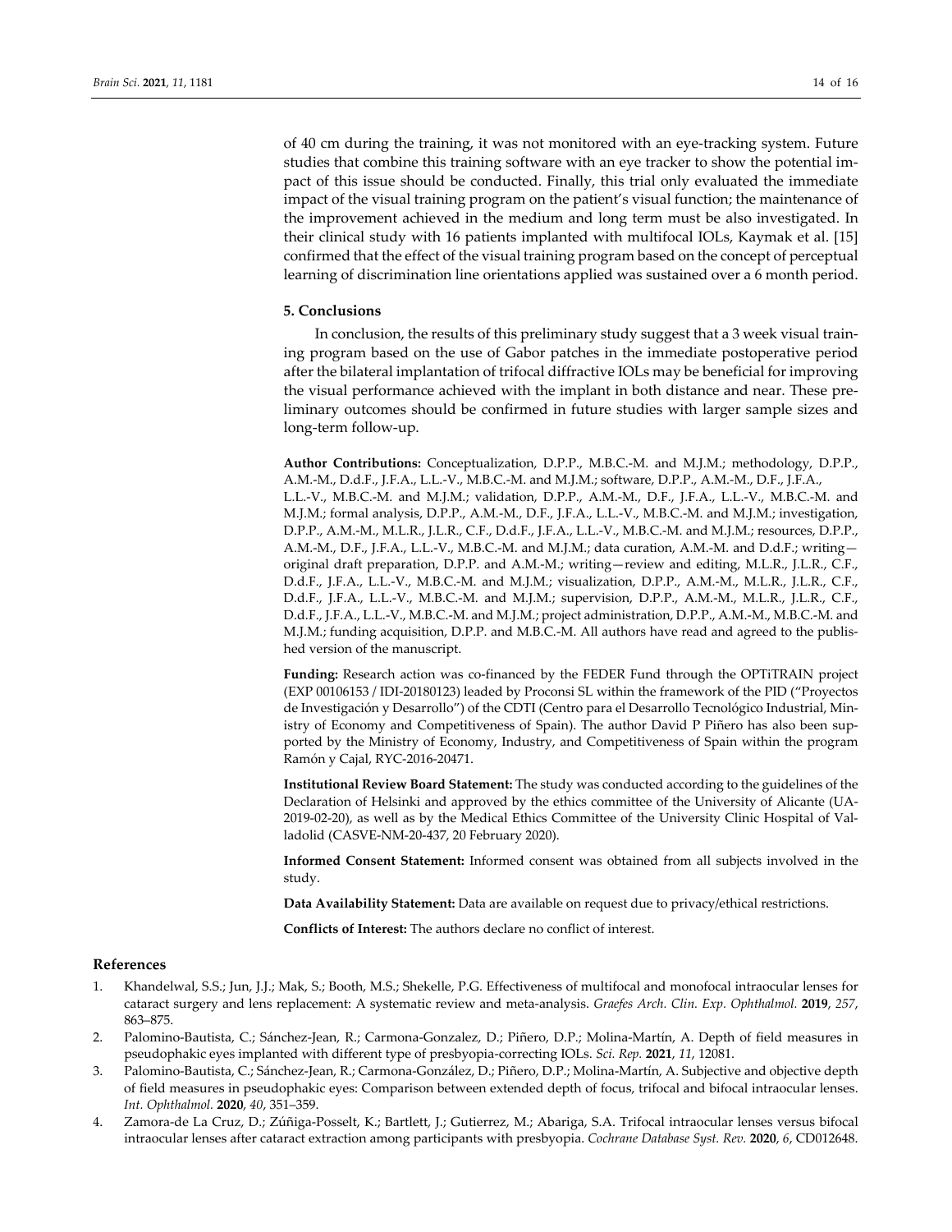of 40 cm during the training, it was not monitored with an eye-tracking system. Future studies that combine this training software with an eye tracker to show the potential impact of this issue should be conducted. Finally, this trial only evaluated the immediate impact of the visual training program on the patient's visual function; the maintenance of the improvement achieved in the medium and long term must be also investigated. In their clinical study with 16 patients implanted with multifocal IOLs, Kaymak et al. [15] confirmed that the effect of the visual training program based on the concept of perceptual learning of discrimination line orientations applied was sustained over a 6 month period.

## 5. Conclusions

In conclusion, the results of this preliminary study suggest that a 3 week visual training program based on the use of Gabor patches in the immediate postoperative period after the bilateral implantation of trifocal diffractive IOLs may be beneficial for improving the visual performance achieved with the implant in both distance and near. These preliminary outcomes should be confirmed in future studies with larger sample sizes and long-term follow-up.

**Author Contributions:** Conceptualization, D.P.P., M.B.C.-M. and M.J.M.; methodology, D.P.P., A.M.-M., D.d.F., J.F.A., L.L.-V., M.B.C.-M. and M.J.M.; software, D.P.P., A.M.-M., D.F., J.F.A., L.L.-V., M.B.C.-M. and M.J.M.; validation, D.P.P., A.M.-M., D.F., J.F.A., L.L.-V., M.B.C.-M. and M.J.M.; formal analysis, D.P.P., A.M.-M., D.F., J.F.A., L.L.-V., M.B.C.-M. and M.J.M.; investigation, D.P.P., A.M.-M., M.L.R., J.L.R., C.F., D.d.F., J.F.A., L.L.-V., M.B.C.-M. and M.J.M.; resources, D.P.P., A.M.-M., D.F., J.F.A., L.L.-V., M.B.C.-M. and M.J.M.; data curation, A.M.-M. and D.d.F.; writing—original draft preparation, D.P.P. and A.M.-M.; writing—review and editing, M.L.R., J.L.R., C.F., D.d.F., J.F.A., L.L.-V., M.B.C.-M. and M.J.M.; visualization, D.P.P., A.M.-M., M.L.R., J.L.R., C.F., D.d.F., J.F.A., L.L.-V., M.B.C.-M. and M.J.M.; supervision, D.P.P., A.M.-M., M.L.R., J.L.R., C.F., D.d.F., J.F.A., L.L.-V., M.B.C.-M. and M.J.M.; project administration, D.P.P., A.M.-M., M.B.C.-M. and M.J.M.; funding acquisition, D.P.P. and M.B.C.-M. All authors have read and agreed to the published version of the manuscript.

**Funding:** Research action was co-financed by the FEDER Fund through the OPTiTRAIN project (EXP 00106153 / IDI-20180123) leaded by Proconsi SL within the framework of the PID ("Proyectos de Investigación y Desarrollo") of the CDTI (Centro para el Desarrollo Tecnológico Industrial, Ministry of Economy and Competitiveness of Spain). The author David P Piñero has also been supported by the Ministry of Economy, Industry, and Competitiveness of Spain within the program Ramón y Cajal, RYC-2016-20471.

**Institutional Review Board Statement:** The study was conducted according to the guidelines of the Declaration of Helsinki and approved by the ethics committee of the University of Alicante (UA-2019-02-20), as well as by the Medical Ethics Committee of the University Clinic Hospital of Valladolid (CASVE-NM-20-437, 20 February 2020).

**Informed Consent Statement:** Informed consent was obtained from all subjects involved in the study.

**Data Availability Statement:** Data are available on request due to privacy/ethical restrictions.

**Conflicts of Interest:** The authors declare no conflict of interest.

## References

1. Khandelwal, S.S.; Jun, J.J.; Mak, S.; Booth, M.S.; Shekelle, P.G. Effectiveness of multifocal and monofocal intraocular lenses for cataract surgery and lens replacement: A systematic review and meta-analysis. *Graefes Arch. Clin. Exp. Ophthalmol.* **2019**, *257*, 863–875.
2. Palomino-Bautista, C.; Sánchez-Jean, R.; Carmona-Gonzalez, D.; Piñero, D.P.; Molina-Martín, A. Depth of field measures in pseudophakic eyes implanted with different type of presbyopia-correcting IOLs. *Sci. Rep.* **2021**, *11*, 12081.
3. Palomino-Bautista, C.; Sánchez-Jean, R.; Carmona-González, D.; Piñero, D.P.; Molina-Martín, A. Subjective and objective depth of field measures in pseudophakic eyes: Comparison between extended depth of focus, trifocal and bifocal intraocular lenses. *Int. Ophthalmol.* **2020**, *40*, 351–359.
4. Zamora-de La Cruz, D.; Zúñiga-Posselt, K.; Bartlett, J.; Gutierrez, M.; Abariga, S.A. Trifocal intraocular lenses versus bifocal intraocular lenses after cataract extraction among participants with presbyopia. *Cochrane Database Syst. Rev.* **2020**, *6*, CD012648.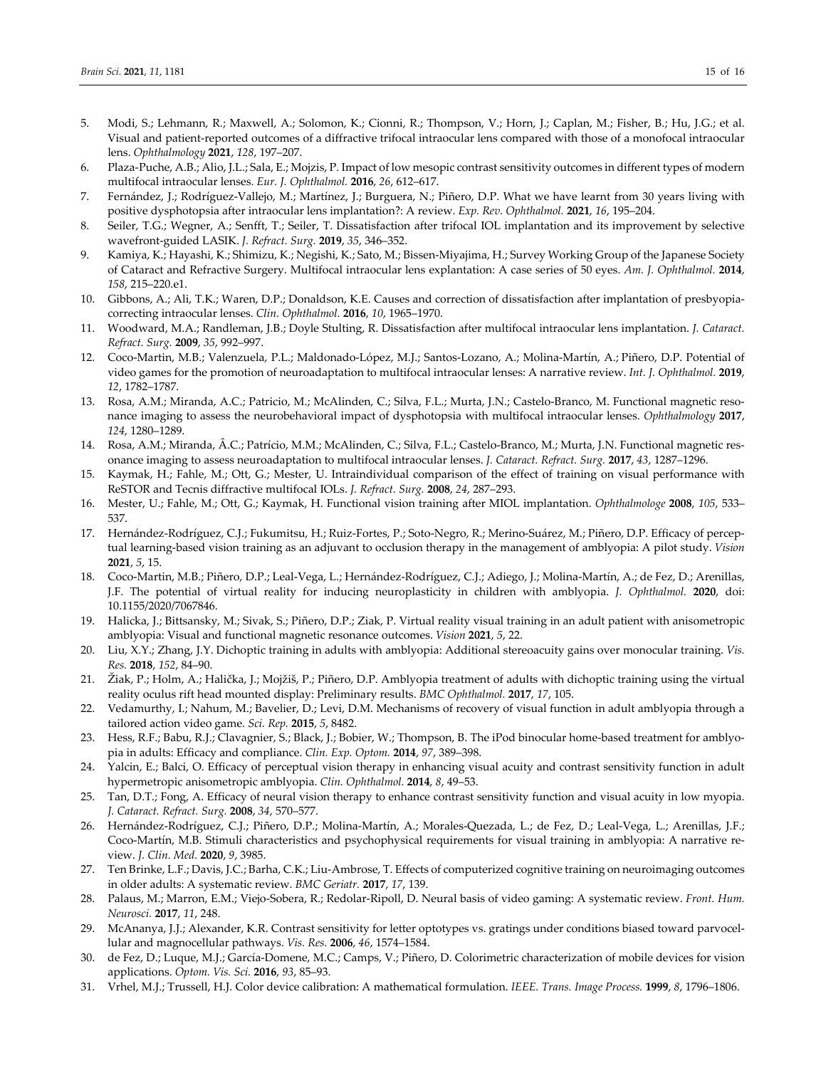5. Modi, S.; Lehmann, R.; Maxwell, A.; Solomon, K.; Cionni, R.; Thompson, V.; Horn, J.; Caplan, M.; Fisher, B.; Hu, J.G.; et al. Visual and patient-reported outcomes of a diffractive trifocal intraocular lens compared with those of a monofocal intraocular lens. *Ophthalmology* **2021**, *128*, 197–207.
6. Plaza-Puche, A.B.; Alio, J.L.; Sala, E.; Mojzis, P. Impact of low mesopic contrast sensitivity outcomes in different types of modern multifocal intraocular lenses. *Eur. J. Ophthalmol.* **2016**, *26*, 612–617.
7. Fernández, J.; Rodríguez-Vallejo, M.; Martínez, J.; Burguera, N.; Piñero, D.P. What we have learnt from 30 years living with positive dysphotopsia after intraocular lens implantation?: A review. *Exp. Rev. Ophthalmol.* **2021**, *16*, 195–204.
8. Seiler, T.G.; Wegner, A.; Senfft, T.; Seiler, T. Dissatisfaction after trifocal IOL implantation and its improvement by selective wavefront-guided LASIK. *J. Refract. Surg.* **2019**, *35*, 346–352.
9. Kamiya, K.; Hayashi, K.; Shimizu, K.; Negishi, K.; Sato, M.; Bissen-Miyajima, H.; Survey Working Group of the Japanese Society of Cataract and Refractive Surgery. Multifocal intraocular lens explantation: A case series of 50 eyes. *Am. J. Ophthalmol.* **2014**, *158*, 215–220.e1.
10. Gibbons, A.; Ali, T.K.; Waren, D.P.; Donaldson, K.E. Causes and correction of dissatisfaction after implantation of presbyopia-correcting intraocular lenses. *Clin. Ophthalmol.* **2016**, *10*, 1965–1970.
11. Woodward, M.A.; Randleman, J.B.; Doyle Stulting, R. Dissatisfaction after multifocal intraocular lens implantation. *J. Cataract. Refract. Surg.* **2009**, *35*, 992–997.
12. Coco-Martin, M.B.; Valenzuela, P.L.; Maldonado-López, M.J.; Santos-Lozano, A.; Molina-Martín, A.; Piñero, D.P. Potential of video games for the promotion of neuroadaptation to multifocal intraocular lenses: A narrative review. *Int. J. Ophthalmol.* **2019**, *12*, 1782–1787.
13. Rosa, A.M.; Miranda, A.C.; Patricio, M.; McAlinden, C.; Silva, F.L.; Murta, J.N.; Castelo-Branco, M. Functional magnetic resonance imaging to assess the neurobehavioral impact of dysphotopsia with multifocal intraocular lenses. *Ophthalmology* **2017**, *124*, 1280–1289.
14. Rosa, A.M.; Miranda, Â.C.; Patrício, M.M.; McAlinden, C.; Silva, F.L.; Castelo-Branco, M.; Murta, J.N. Functional magnetic resonance imaging to assess neuroadaptation to multifocal intraocular lenses. *J. Cataract. Refract. Surg.* **2017**, *43*, 1287–1296.
15. Kaymak, H.; Fahle, M.; Ott, G.; Mester, U. Intraindividual comparison of the effect of training on visual performance with ReSTOR and Tecnis diffractive multifocal IOLs. *J. Refract. Surg.* **2008**, *24*, 287–293.
16. Mester, U.; Fahle, M.; Ott, G.; Kaymak, H. Functional vision training after MIOL implantation. *Ophthalmologe* **2008**, *105*, 533–537.
17. Hernández-Rodríguez, C.J.; Fukumitsu, H.; Ruiz-Fortes, P.; Soto-Negro, R.; Merino-Suárez, M.; Piñero, D.P. Efficacy of perceptual learning-based vision training as an adjuvant to occlusion therapy in the management of amblyopia: A pilot study. *Vision* **2021**, *5*, 15.
18. Coco-Martin, M.B.; Piñero, D.P.; Leal-Vega, L.; Hernández-Rodríguez, C.J.; Adiego, J.; Molina-Martín, A.; de Fez, D.; Arenillas, J.F. The potential of virtual reality for inducing neuroplasticity in children with amblyopia. *J. Ophthalmol.* **2020**, doi: 10.1155/2020/7067846.
19. Halicka, J.; Bittsansky, M.; Sivak, S.; Piñero, D.P.; Ziak, P. Virtual reality visual training in an adult patient with anisometropic amblyopia: Visual and functional magnetic resonance outcomes. *Vision* **2021**, *5*, 22.
20. Liu, X.Y.; Zhang, J.Y. Dichoptic training in adults with amblyopia: Additional stereoacuity gains over monocular training. *Vis. Res.* **2018**, *152*, 84–90.
21. Žiak, P.; Holm, A.; Halička, J.; Mojžiš, P.; Piñero, D.P. Amblyopia treatment of adults with dichoptic training using the virtual reality oculus rift head mounted display: Preliminary results. *BMC Ophthalmol.* **2017**, *17*, 105.
22. Vedamurthy, I.; Nahum, M.; Bavelier, D.; Levi, D.M. Mechanisms of recovery of visual function in adult amblyopia through a tailored action video game. *Sci. Rep.* **2015**, *5*, 8482.
23. Hess, R.F.; Babu, R.J.; Clavagnier, S.; Black, J.; Bobier, W.; Thompson, B. The iPod binocular home-based treatment for amblyopia in adults: Efficacy and compliance. *Clin. Exp. Optom.* **2014**, *97*, 389–398.
24. Yalcin, E.; Balci, O. Efficacy of perceptual vision therapy in enhancing visual acuity and contrast sensitivity function in adult hypermetropic anisometropic amblyopia. *Clin. Ophthalmol.* **2014**, *8*, 49–53.
25. Tan, D.T.; Fong, A. Efficacy of neural vision therapy to enhance contrast sensitivity function and visual acuity in low myopia. *J. Cataract. Refract. Surg.* **2008**, *34*, 570–577.
26. Hernández-Rodríguez, C.J.; Piñero, D.P.; Molina-Martín, A.; Morales-Quezada, L.; de Fez, D.; Leal-Vega, L.; Arenillas, J.F.; Coco-Martín, M.B. Stimuli characteristics and psychophysical requirements for visual training in amblyopia: A narrative review. *J. Clin. Med.* **2020**, *9*, 3985.
27. Ten Brinke, L.F.; Davis, J.C.; Barha, C.K.; Liu-Ambrose, T. Effects of computerized cognitive training on neuroimaging outcomes in older adults: A systematic review. *BMC Geriatr.* **2017**, *17*, 139.
28. Palaus, M.; Marron, E.M.; Viejo-Sobera, R.; Redolar-Ripoll, D. Neural basis of video gaming: A systematic review. *Front. Hum. Neurosci.* **2017**, *11*, 248.
29. McAnanya, J.J.; Alexander, K.R. Contrast sensitivity for letter optotypes vs. gratings under conditions biased toward parvocellular and magnocellular pathways. *Vis. Res.* **2006**, *46*, 1574–1584.
30. de Fez, D.; Luque, M.J.; García-Domene, M.C.; Camps, V.; Piñero, D. Colorimetric characterization of mobile devices for vision applications. *Optom. Vis. Sci.* **2016**, *93*, 85–93.
31. Vrhel, M.J.; Trussell, H.J. Color device calibration: A mathematical formulation. *IEEE. Trans. Image Process.* **1999**, *8*, 1796–1806.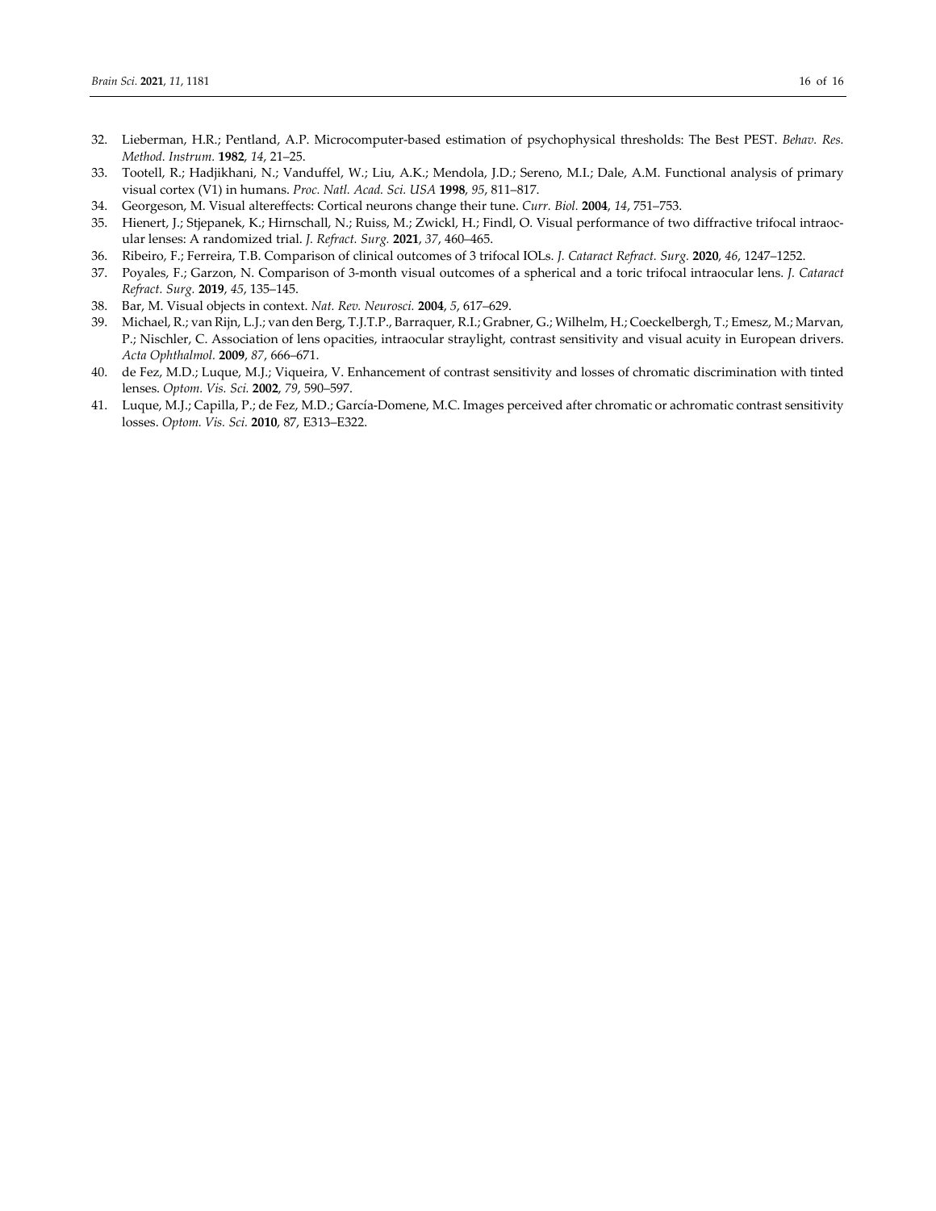32. Lieberman, H.R.; Pentland, A.P. Microcomputer-based estimation of psychophysical thresholds: The Best PEST. *Behav. Res. Method. Instrum.* **1982**, *14*, 21–25.
33. Tootell, R.; Hadjikhani, N.; Vanduffel, W.; Liu, A.K.; Mendola, J.D.; Sereno, M.I.; Dale, A.M. Functional analysis of primary visual cortex (V1) in humans. *Proc. Natl. Acad. Sci. USA* **1998**, *95*, 811–817.
34. Georgeson, M. Visual altereffects: Cortical neurons change their tune. *Curr. Biol.* **2004**, *14*, 751–753.
35. Hienert, J.; Stjepanek, K.; Hirnschall, N.; Ruiss, M.; Zwickl, H.; Findl, O. Visual performance of two diffractive trifocal intraocular lenses: A randomized trial. *J. Refract. Surg.* **2021**, *37*, 460–465.
36. Ribeiro, F.; Ferreira, T.B. Comparison of clinical outcomes of 3 trifocal IOLs. *J. Cataract Refract. Surg.* **2020**, *46*, 1247–1252.
37. Poyales, F.; Garzon, N. Comparison of 3-month visual outcomes of a spherical and a toric trifocal intraocular lens. *J. Cataract Refract. Surg.* **2019**, *45*, 135–145.
38. Bar, M. Visual objects in context. *Nat. Rev. Neurosci.* **2004**, *5*, 617–629.
39. Michael, R.; van Rijn, L.J.; van den Berg, T.J.T.P., Barraquer, R.I.; Grabner, G.; Wilhelm, H.; Coeckelbergh, T.; Emesz, M.; Marvan, P.; Nischler, C. Association of lens opacities, intraocular straylight, contrast sensitivity and visual acuity in European drivers. *Acta Ophthalmol.* **2009**, *87*, 666–671.
40. de Fez, M.D.; Luque, M.J.; Viqueira, V. Enhancement of contrast sensitivity and losses of chromatic discrimination with tinted lenses. *Optom. Vis. Sci.* **2002**, *79*, 590–597.
41. Luque, M.J.; Capilla, P.; de Fez, M.D.; García-Domene, M.C. Images perceived after chromatic or achromatic contrast sensitivity losses. *Optom. Vis. Sci.* **2010**, 87, E313–E322.